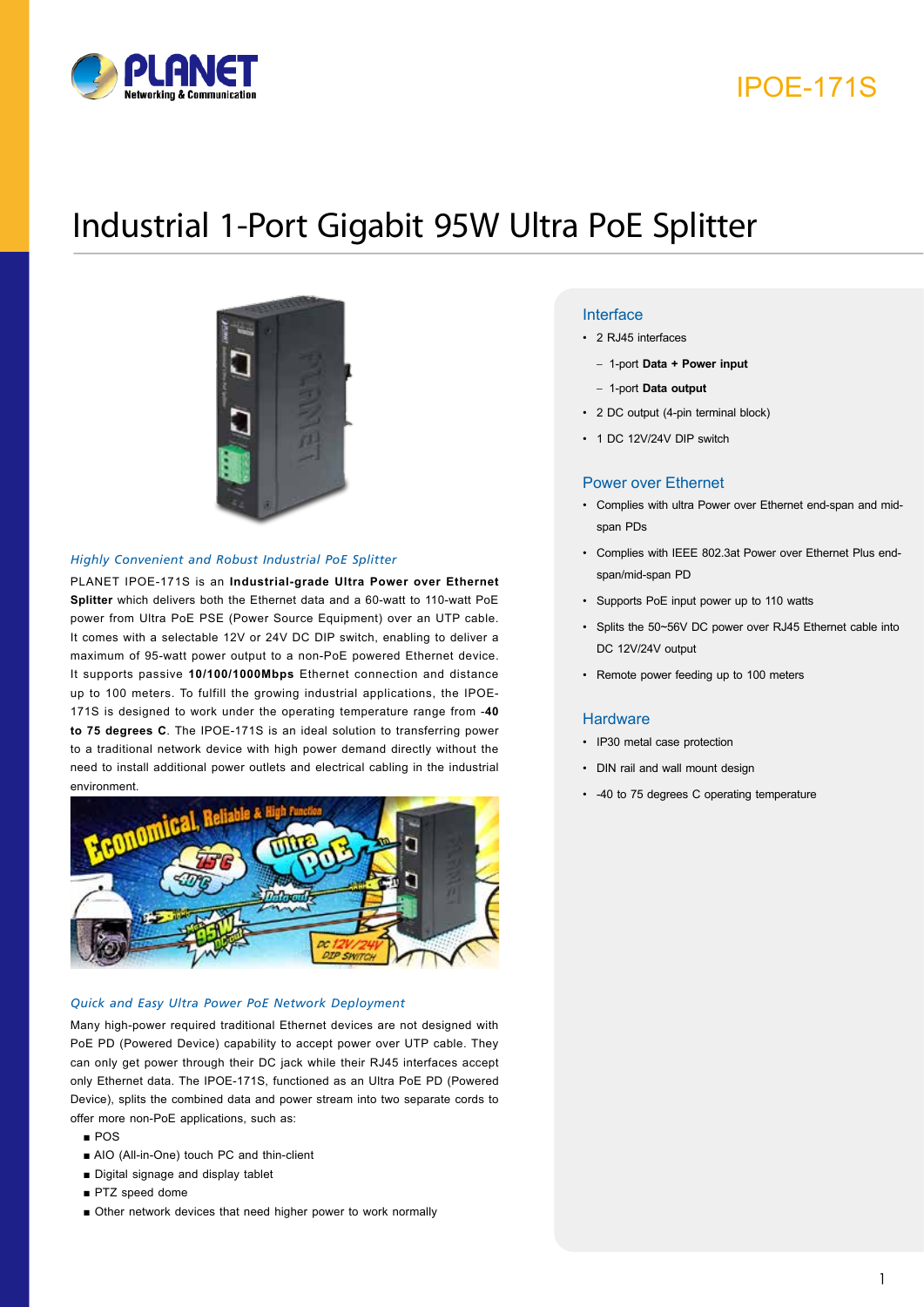IPOE-171S

# Industrial 1-Port Gigabit 95W Ultra PoE Splitter

### *Highly Convenient and Robust Industrial PoE Splitter*

PLANET IPOE-171S is an **Industrial-grade Ultra Power over Ethernet Splitter** which delivers both the Ethernet data and a 60-watt to 110-watt PoE power from Ultra PoE PSE (Power Source Equipment) over an UTP cable. It comes with a selectable 12V or 24V DC DIP switch, enabling to deliver a maximum of 95-watt power output to a non-PoE powered Ethernet device. It supports passive **10/100/1000Mbps** Ethernet connection and distance up to 100 meters. To fulfill the growing industrial applications, the IPOE-171S is designed to work under the operating temperature range from **-40 to 75 degrees C**. The IPOE-171S is an ideal solution to transferring power to a traditional network device with high power demand directly without the need to install additional power outlets and electrical cabling in the industrial environment.

### *Quick and Easy Ultra Power PoE Network Deployment*

Many high-power required traditional Ethernet devices are not designed with PoE PD (Powered Device) capability to accept power over UTP cable. They can only get power through their DC jack while their RJ45 interfaces accept only Ethernet data. The IPOE-171S, functioned as an Ultra PoE PD (Powered Device), splits the combined data and power stream into two separate cords to offer more non-PoE applications, such as:

- POS
- AIO (All-in-One) touch PC and thin-client
- Digital signage and display tablet
- PTZ speed dome
- Other network devices that need higher power to work normally

## Interface

- 2 RJ45 interfaces
  - 1-port **Data + Power input**
  - 1-port **Data output**
- 2 DC output (4-pin terminal block)
- 1 DC 12V/24V DIP switch

## Power over Ethernet

- Complies with ultra Power over Ethernet end-span and mid-span PDs
- Complies with IEEE 802.3at Power over Ethernet Plus end-span/mid-span PD
- Supports PoE input power up to 110 watts
- Splits the 50~56V DC power over RJ45 Ethernet cable into DC 12V/24V output
- Remote power feeding up to 100 meters

## Hardware

- IP30 metal case protection
- DIN rail and wall mount design
- -40 to 75 degrees C operating temperature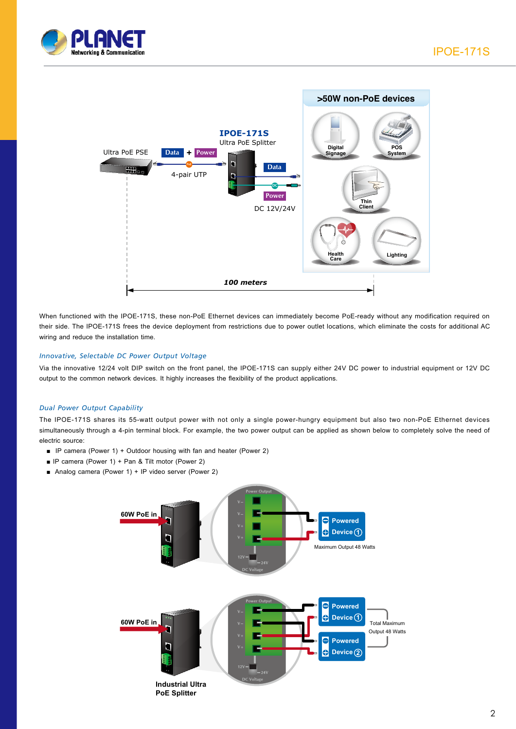Ultra PoE PSE

Data + Power

4-pair UTP

**IPOE-171S**

Ultra PoE Splitter

Data

Power

DC 12V/24V

>50W non-PoE devices

Digital Signage

POS System

Thin Client

Health Care

Lighting

*100 meters*

When functioned with the IPOE-171S, these non-PoE Ethernet devices can immediately become PoE-ready without any modification required on their side. The IPOE-171S frees the device deployment from restrictions due to power outlet locations, which eliminate the costs for additional AC wiring and reduce the installation time.

### *Innovative, Selectable DC Power Output Voltage*

Via the innovative 12/24 volt DIP switch on the front panel, the IPOE-171S can supply either 24V DC power to industrial equipment or 12V DC output to the common network devices. It highly increases the flexibility of the product applications.

### *Dual Power Output Capability*

The IPOE-171S shares its 55-watt output power with not only a single power-hungry equipment but also two non-PoE Ethernet devices simultaneously through a 4-pin terminal block. For example, the two power output can be applied as shown below to completely solve the need of electric source:

- IP camera (Power 1) + Outdoor housing with fan and heater (Power 2)
- IP camera (Power 1) + Pan & Tilt motor (Power 2)
- Analog camera (Power 1) + IP video server (Power 2)

60W PoE in

Power Output

V–
V–
V+
V+

12V — 24V
DC Voltage

Powered Device ①

Maximum Output 48 Watts

60W PoE in

Power Output

V–
V–
V+
V+

12V — 24V
DC Voltage

Powered Device ①

Powered Device ②

Total Maximum Output 48 Watts

Industrial Ultra PoE Splitter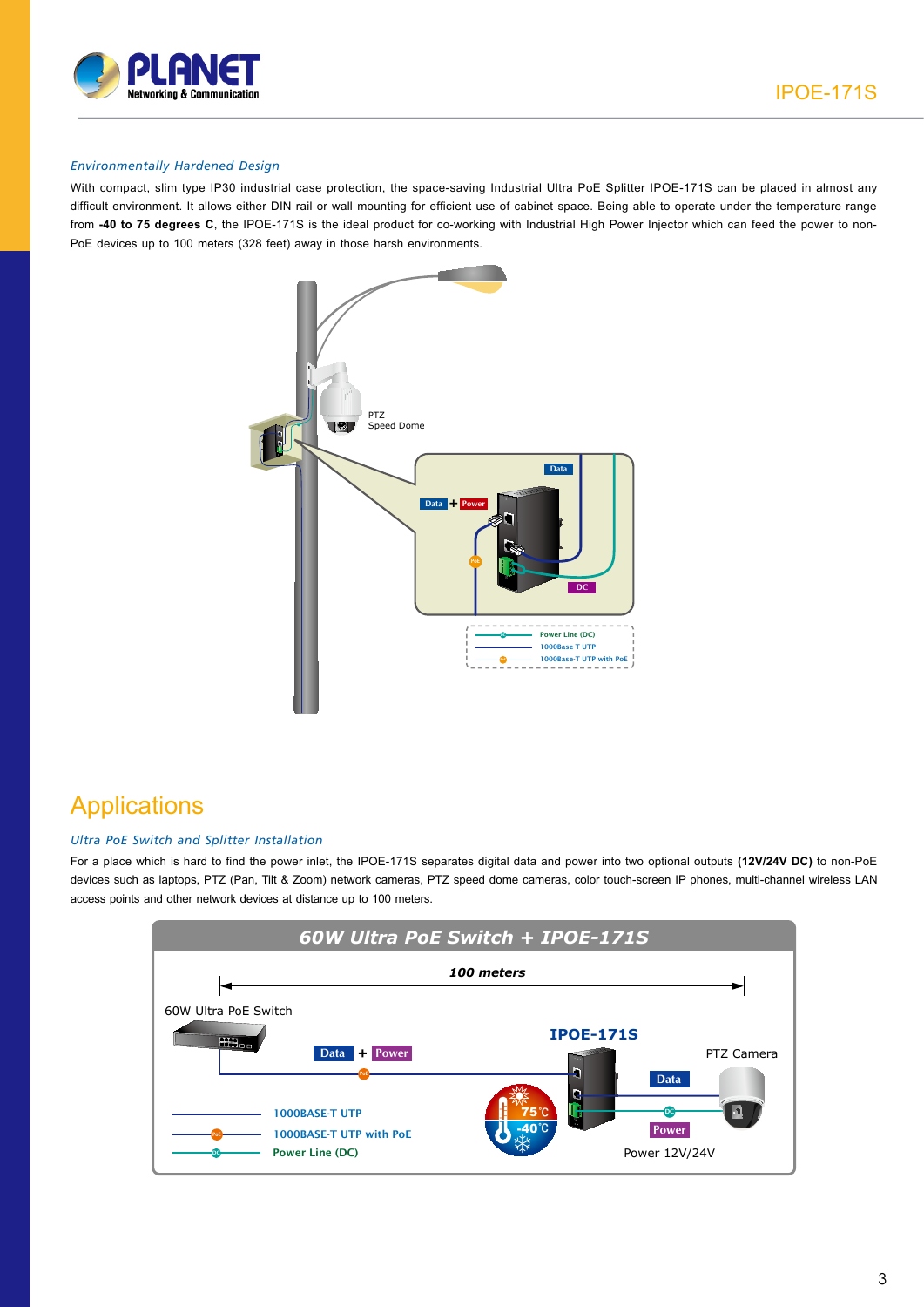### Environmentally Hardened Design

With compact, slim type IP30 industrial case protection, the space-saving Industrial Ultra PoE Splitter IPOE-171S can be placed in almost any difficult environment. It allows either DIN rail or wall mounting for efficient use of cabinet space. Being able to operate under the temperature range from **-40 to 75 degrees C**, the IPOE-171S is the ideal product for co-working with Industrial High Power Injector which can feed the power to non-PoE devices up to 100 meters (328 feet) away in those harsh environments.

## Applications

### Ultra PoE Switch and Splitter Installation

For a place which is hard to find the power inlet, the IPOE-171S separates digital data and power into two optional outputs **(12V/24V DC)** to non-PoE devices such as laptops, PTZ (Pan, Tilt & Zoom) network cameras, PTZ speed dome cameras, color touch-screen IP phones, multi-channel wireless LAN access points and other network devices at distance up to 100 meters.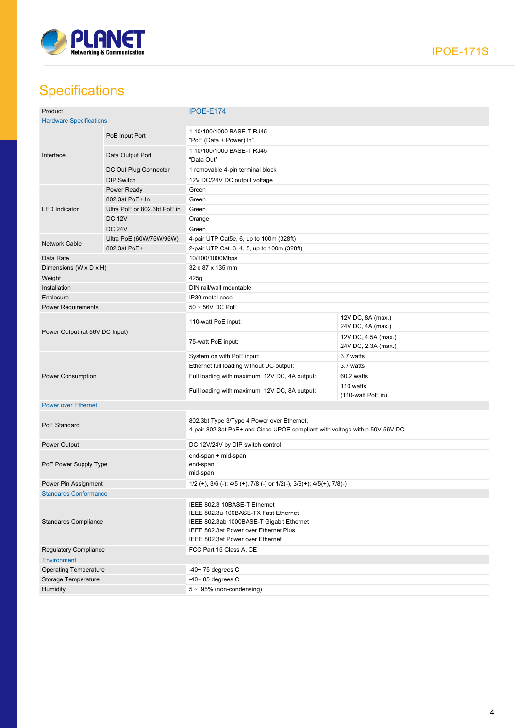## Specifications

| Product | | IPOE-E174 | |
|---|---|---|---|
| **Hardware Specifications** | | | |
| Interface | PoE Input Port | 1 10/100/1000 BASE-T RJ45<br>"PoE (Data + Power) In" | |
| | Data Output Port | 1 10/100/1000 BASE-T RJ45<br>"Data Out" | |
| | DC Out Plug Connector | 1 removable 4-pin terminal block | |
| | DIP Switch | 12V DC/24V DC output voltage | |
| LED Indicator | Power Ready | Green | |
| | 802.3at PoE+ In | Green | |
| | Ultra PoE or 802.3bt PoE in | Green | |
| | DC 12V | Orange | |
| | DC 24V | Green | |
| Network Cable | Ultra PoE (60W/75W/95W) | 4-pair UTP Cat5e, 6, up to 100m (328ft) | |
| | 802.3at PoE+ | 2-pair UTP Cat. 3, 4, 5, up to 100m (328ft) | |
| Data Rate | | 10/100/1000Mbps | |
| Dimensions (W x D x H) | | 32 x 87 x 135 mm | |
| Weight | | 425g | |
| Installation | | DIN rail/wall mountable | |
| Enclosure | | IP30 metal case | |
| Power Requirements | | 50 ~ 56V DC PoE | |
| Power Output (at 56V DC Input) | | 110-watt PoE input: | 12V DC, 8A (max.)<br>24V DC, 4A (max.) |
| | | 75-watt PoE input: | 12V DC, 4.5A (max.)<br>24V DC, 2.3A (max.) |
| Power Consumption | | System on with PoE input: | 3.7 watts |
| | | Ethernet full loading without DC output: | 3.7 watts |
| | | Full loading with maximum 12V DC, 4A output: | 60.2 watts |
| | | Full loading with maximum 12V DC, 8A output: | 110 watts<br>(110-watt PoE in) |
| **Power over Ethernet** | | | |
| PoE Standard | | 802.3bt Type 3/Type 4 Power over Ethernet,<br>4-pair 802.3at PoE+ and Cisco UPOE compliant with voltage within 50V-56V DC | |
| Power Output | | DC 12V/24V by DIP switch control | |
| PoE Power Supply Type | | end-span + mid-span<br>end-span<br>mid-span | |
| Power Pin Assignment | | 1/2 (+), 3/6 (-); 4/5 (+), 7/8 (-) or 1/2(-), 3/6(+); 4/5(+), 7/8(-) | |
| **Standards Conformance** | | | |
| Standards Compliance | | IEEE 802.3 10BASE-T Ethernet<br>IEEE 802.3u 100BASE-TX Fast Ethernet<br>IEEE 802.3ab 1000BASE-T Gigabit Ethernet<br>IEEE 802.3at Power over Ethernet Plus<br>IEEE 802.3af Power over Ethernet | |
| Regulatory Compliance | | FCC Part 15 Class A, CE | |
| **Environment** | | | |
| Operating Temperature | | -40~ 75 degrees C | |
| Storage Temperature | | -40~ 85 degrees C | |
| Humidity | | 5 ~ 95% (non-condensing) | |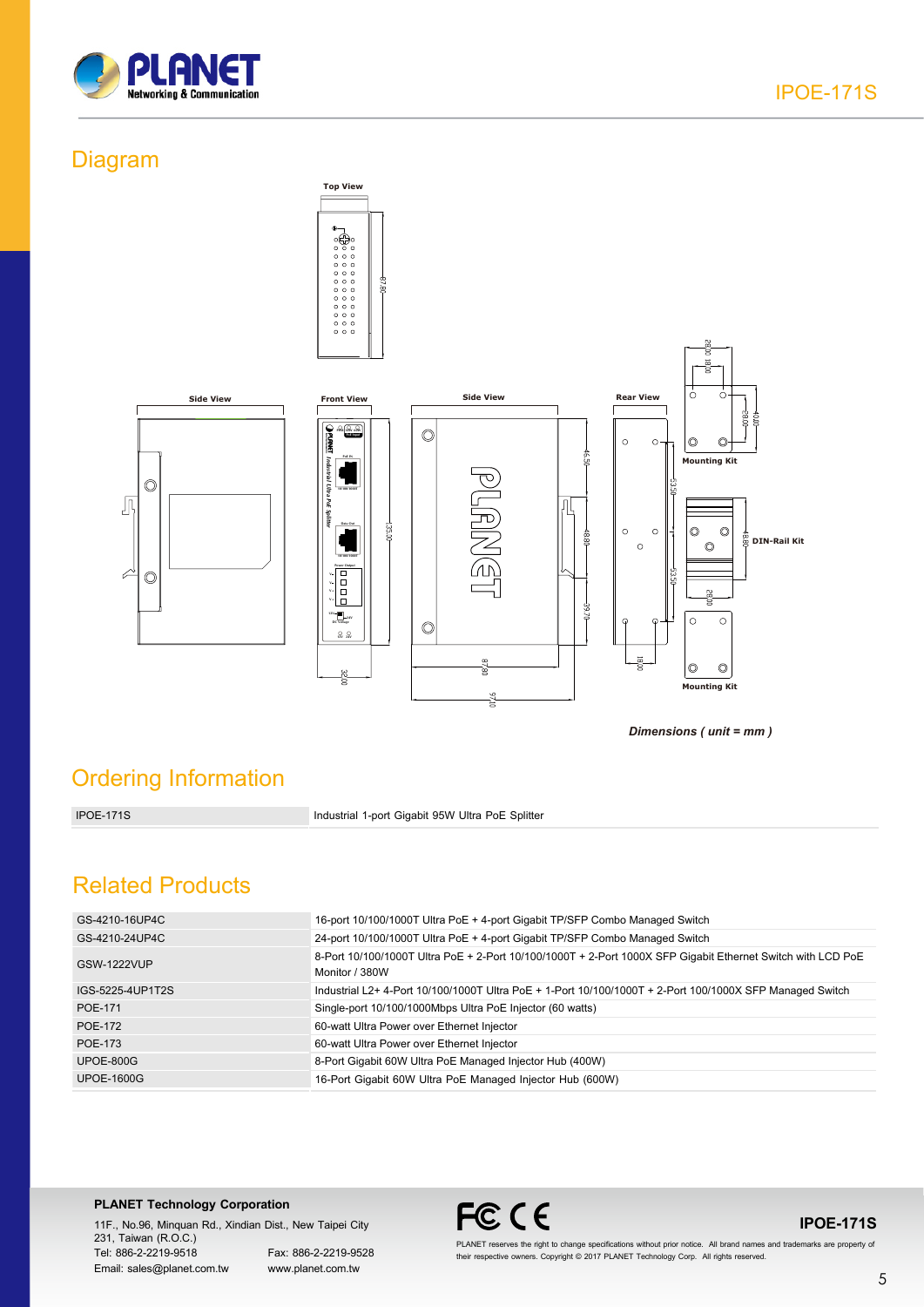## Diagram

Top View

87.80

Side View

Front View

Side View

Rear View

Mounting Kit

DIN-Rail Kit

Mounting Kit

135.00

32.00

46.50

48.80

39.70

87.80

97.10

53.50

53.50

18.00

28.00

18.00

28.00

40.00

48.80

28.00

*Dimensions ( unit = mm )*

## Ordering Information

| | |
|---|---|
| IPOE-171S | Industrial 1-port Gigabit 95W Ultra PoE Splitter |

## Related Products

| | |
|---|---|
| GS-4210-16UP4C | 16-port 10/100/1000T Ultra PoE + 4-port Gigabit TP/SFP Combo Managed Switch |
| GS-4210-24UP4C | 24-port 10/100/1000T Ultra PoE + 4-port Gigabit TP/SFP Combo Managed Switch |
| GSW-1222VUP | 8-Port 10/100/1000T Ultra PoE + 2-Port 10/100/1000T + 2-Port 1000X SFP Gigabit Ethernet Switch with LCD PoE Monitor / 380W |
| IGS-5225-4UP1T2S | Industrial L2+ 4-Port 10/100/1000T Ultra PoE + 1-Port 10/100/1000T + 2-Port 100/1000X SFP Managed Switch |
| POE-171 | Single-port 10/100/1000Mbps Ultra PoE Injector (60 watts) |
| POE-172 | 60-watt Ultra Power over Ethernet Injector |
| POE-173 | 60-watt Ultra Power over Ethernet Injector |
| UPOE-800G | 8-Port Gigabit 60W Ultra PoE Managed Injector Hub (400W) |
| UPOE-1600G | 16-Port Gigabit 60W Ultra PoE Managed Injector Hub (600W) |

**PLANET Technology Corporation**

11F., No.96, Minquan Rd., Xindian Dist., New Taipei City 231, Taiwan (R.O.C.)
Tel: 886-2-2219-9518 Fax: 886-2-2219-9528
Email: sales@planet.com.tw www.planet.com.tw

PLANET reserves the right to change specifications without prior notice. All brand names and trademarks are property of their respective owners. Copyright © 2017 PLANET Technology Corp. All rights reserved.